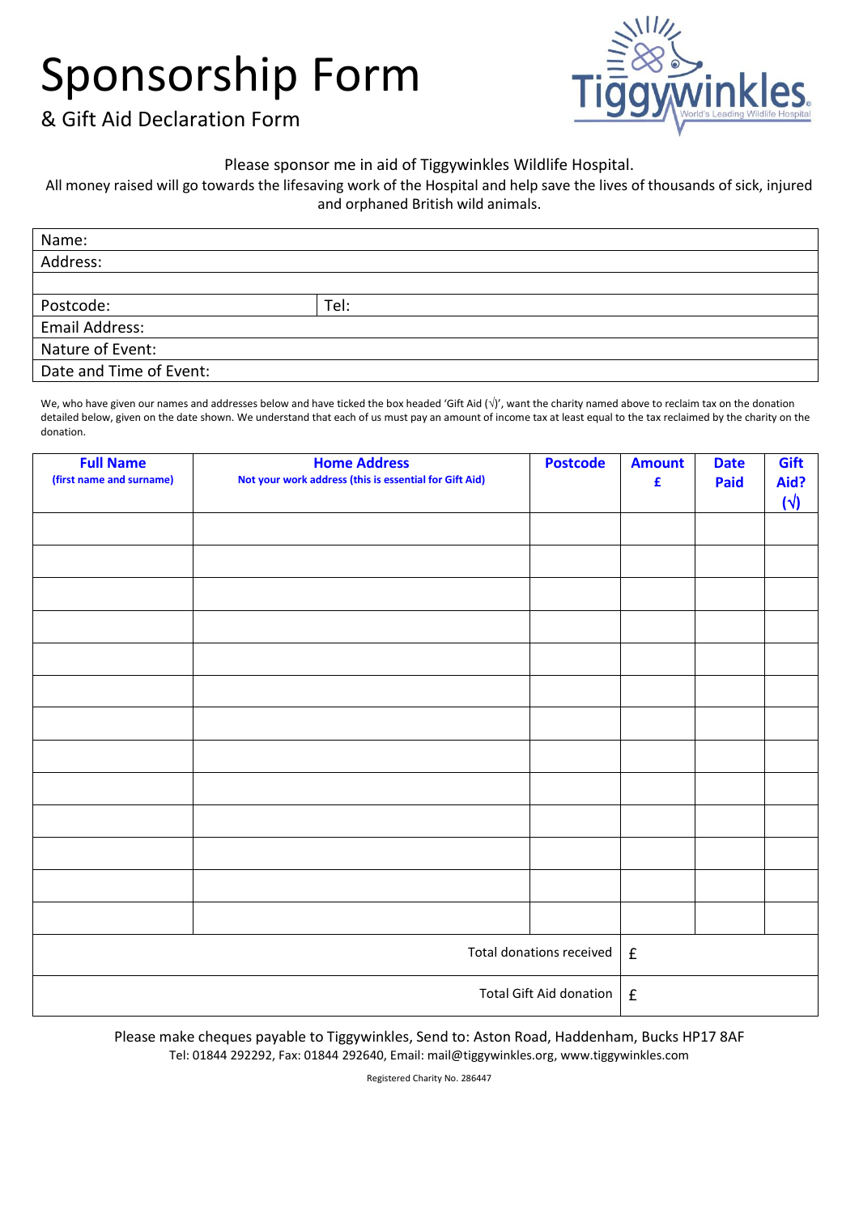# Sponsorship Form

## & Gift Aid Declaration Form

Tiggywinkles
World's Leading Wildlife Hospital

Please sponsor me in aid of Tiggywinkles Wildlife Hospital.

All money raised will go towards the lifesaving work of the Hospital and help save the lives of thousands of sick, injured and orphaned British wild animals.

| Name: | |
|---|---|
| Address: | |
| | |
| Postcode: | Tel: |
| Email Address: | |
| Nature of Event: | |
| Date and Time of Event: | |

We, who have given our names and addresses below and have ticked the box headed 'Gift Aid (√)', want the charity named above to reclaim tax on the donation detailed below, given on the date shown. We understand that each of us must pay an amount of income tax at least equal to the tax reclaimed by the charity on the donation.

| **Full Name** (first name and surname) | **Home Address** Not your work address (this is essential for Gift Aid) | **Postcode** | **Amount £** | **Date Paid** | **Gift Aid? (√)** |
|---|---|---|---|---|---|
| | | | | | |
| | | | | | |
| | | | | | |
| | | | | | |
| | | | | | |
| | | | | | |
| | | | | | |
| | | | | | |
| | | | | | |
| | | | | | |
| | | | | | |
| | | | | | |
| | | | | | |
| | | Total donations received | £ | | |
| | | Total Gift Aid donation | £ | | |

Please make cheques payable to Tiggywinkles, Send to: Aston Road, Haddenham, Bucks HP17 8AF
Tel: 01844 292292, Fax: 01844 292640, Email: mail@tiggywinkles.org, www.tiggywinkles.com

Registered Charity No. 286447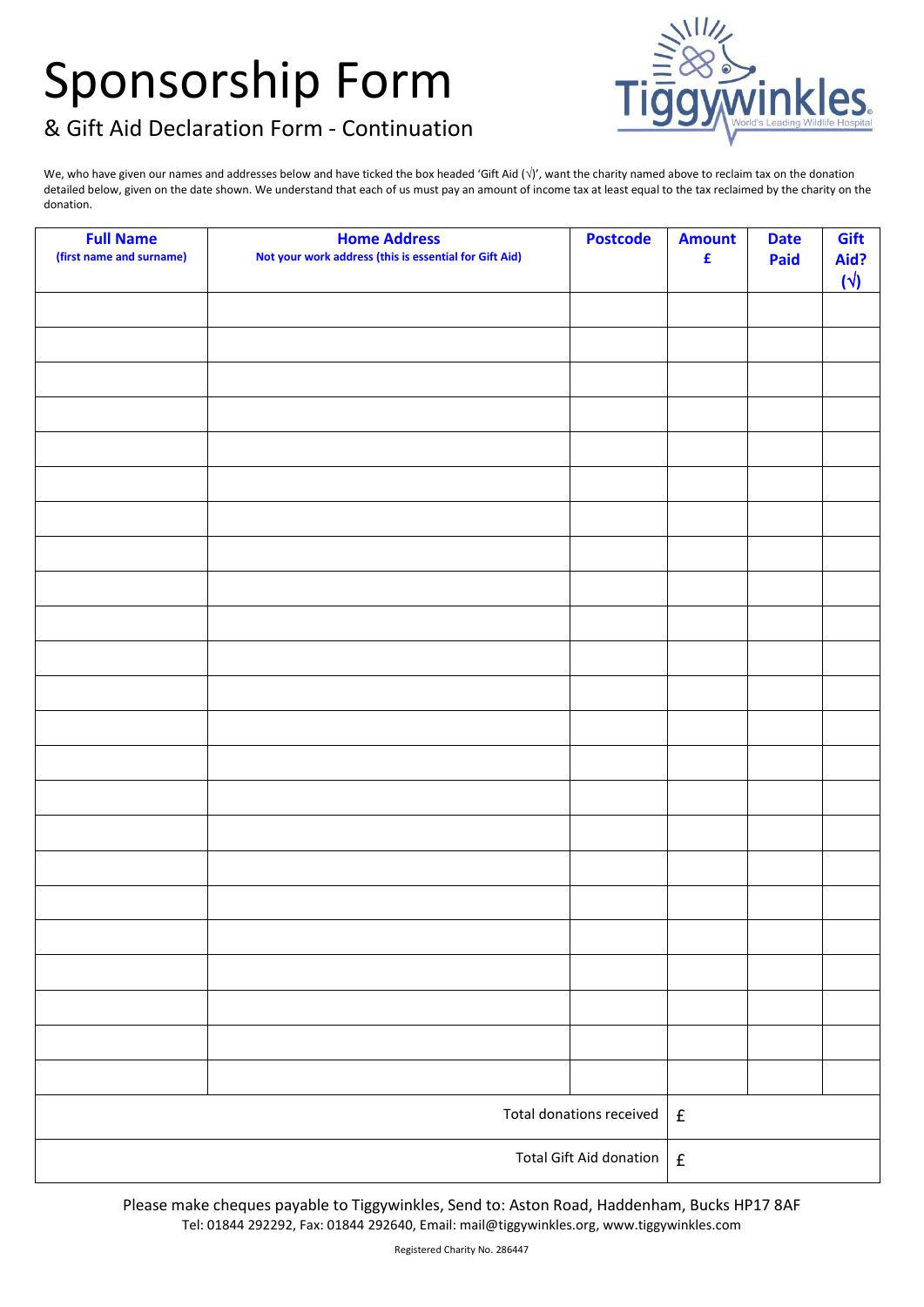# Sponsorship Form

## & Gift Aid Declaration Form - Continuation

Tiggywinkles World's Leading Wildlife Hospital

We, who have given our names and addresses below and have ticked the box headed 'Gift Aid (√)', want the charity named above to reclaim tax on the donation detailed below, given on the date shown. We understand that each of us must pay an amount of income tax at least equal to the tax reclaimed by the charity on the donation.

| **Full Name** (first name and surname) | **Home Address** Not your work address (this is essential for Gift Aid) | **Postcode** | **Amount £** | **Date Paid** | **Gift Aid? (√)** |
|---|---|---|---|---|---|
| | | | | | |
| | | | | | |
| | | | | | |
| | | | | | |
| | | | | | |
| | | | | | |
| | | | | | |
| | | | | | |
| | | | | | |
| | | | | | |
| | | | | | |
| | | | | | |
| | | | | | |
| | | | | | |
| | | | | | |
| | | | | | |
| | | | | | |
| | | | | | |
| | | | | | |
| | | | | | |
| | | | | | |
| | | | | | |
| | | | | | |
| Total donations received | | | £ | | |
| Total Gift Aid donation | | | £ | | |

Please make cheques payable to Tiggywinkles, Send to: Aston Road, Haddenham, Bucks HP17 8AF
Tel: 01844 292292, Fax: 01844 292640, Email: mail@tiggywinkles.org, www.tiggywinkles.com

Registered Charity No. 286447